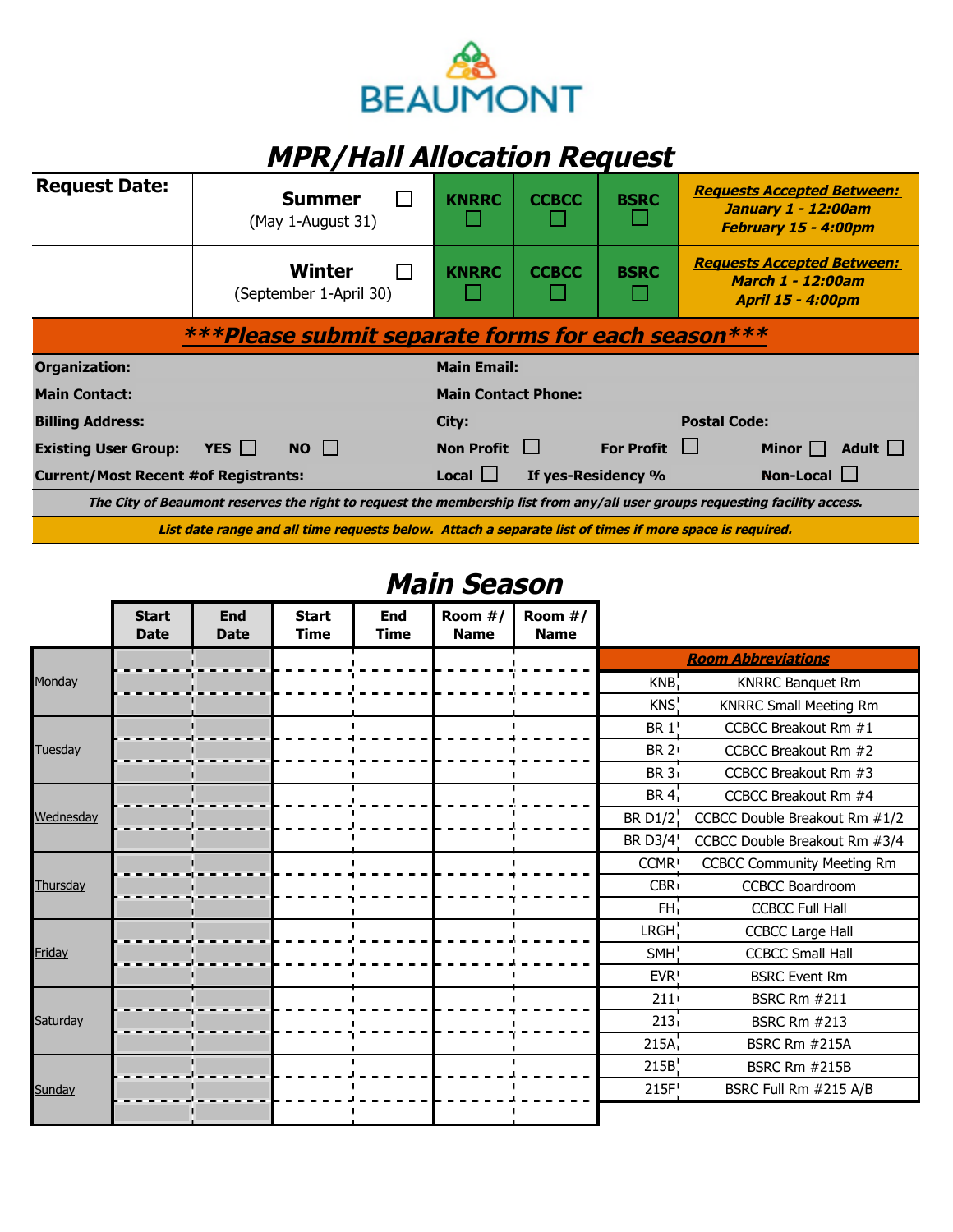BEAUMONT

# MPR/Hall Allocation Request

| Request Date: | Summer ☐ (May 1-August 31) | KNRRC ☐ | CCBCC ☐ | BSRC ☐ | ***Requests Accepted Between:*** ***January 1 - 12:00am*** ***February 15 - 4:00pm*** |
|---|---|---|---|---|---|
| | Winter ☐ (September 1-April 30) | KNRRC ☐ | CCBCC ☐ | BSRC ☐ | ***Requests Accepted Between:*** ***March 1 - 12:00am*** ***April 15 - 4:00pm*** |

***\*\*\*Please submit separate forms for each season\*\*\****

**Organization:**

**Main Email:**

**Main Contact:**

**Main Contact Phone:**

**Billing Address:**

**City:**

**Postal Code:**

**Existing User Group:** **YES** ☐ **NO** ☐

**Non Profit** ☐ **For Profit** ☐ **Minor** ☐ **Adult** ☐

**Current/Most Recent #of Registrants:**

**Local** ☐ **If yes-Residency %** **Non-Local** ☐

***The City of Beaumont reserves the right to request the membership list from any/all user groups requesting facility access.***

***List date range and all time requests below. Attach a separate list of times if more space is required.***

## Main Season

| | Start Date | End Date | Start Time | End Time | Room #/ Name | Room #/ Name |
|---|---|---|---|---|---|---|
| Monday | | | | | | |
| | | | | | | |
| | | | | | | |
| Tuesday | | | | | | |
| | | | | | | |
| | | | | | | |
| Wednesday | | | | | | |
| | | | | | | |
| | | | | | | |
| Thursday | | | | | | |
| | | | | | | |
| | | | | | | |
| Friday | | | | | | |
| | | | | | | |
| | | | | | | |
| Saturday | | | | | | |
| | | | | | | |
| | | | | | | |
| Sunday | | | | | | |
| | | | | | | |
| | | | | | | |

| ***Room Abbreviations*** | |
|---|---|
| KNB | KNRRC Banquet Rm |
| KNS | KNRRC Small Meeting Rm |
| BR 1 | CCBCC Breakout Rm #1 |
| BR 2 | CCBCC Breakout Rm #2 |
| BR 3 | CCBCC Breakout Rm #3 |
| BR 4 | CCBCC Breakout Rm #4 |
| BR D1/2 | CCBCC Double Breakout Rm #1/2 |
| BR D3/4 | CCBCC Double Breakout Rm #3/4 |
| CCMR | CCBCC Community Meeting Rm |
| CBR | CCBCC Boardroom |
| FH | CCBCC Full Hall |
| LRGH | CCBCC Large Hall |
| SMH | CCBCC Small Hall |
| EVR | BSRC Event Rm |
| 211 | BSRC Rm #211 |
| 213 | BSRC Rm #213 |
| 215A | BSRC Rm #215A |
| 215B | BSRC Rm #215B |
| 215F | BSRC Full Rm #215 A/B |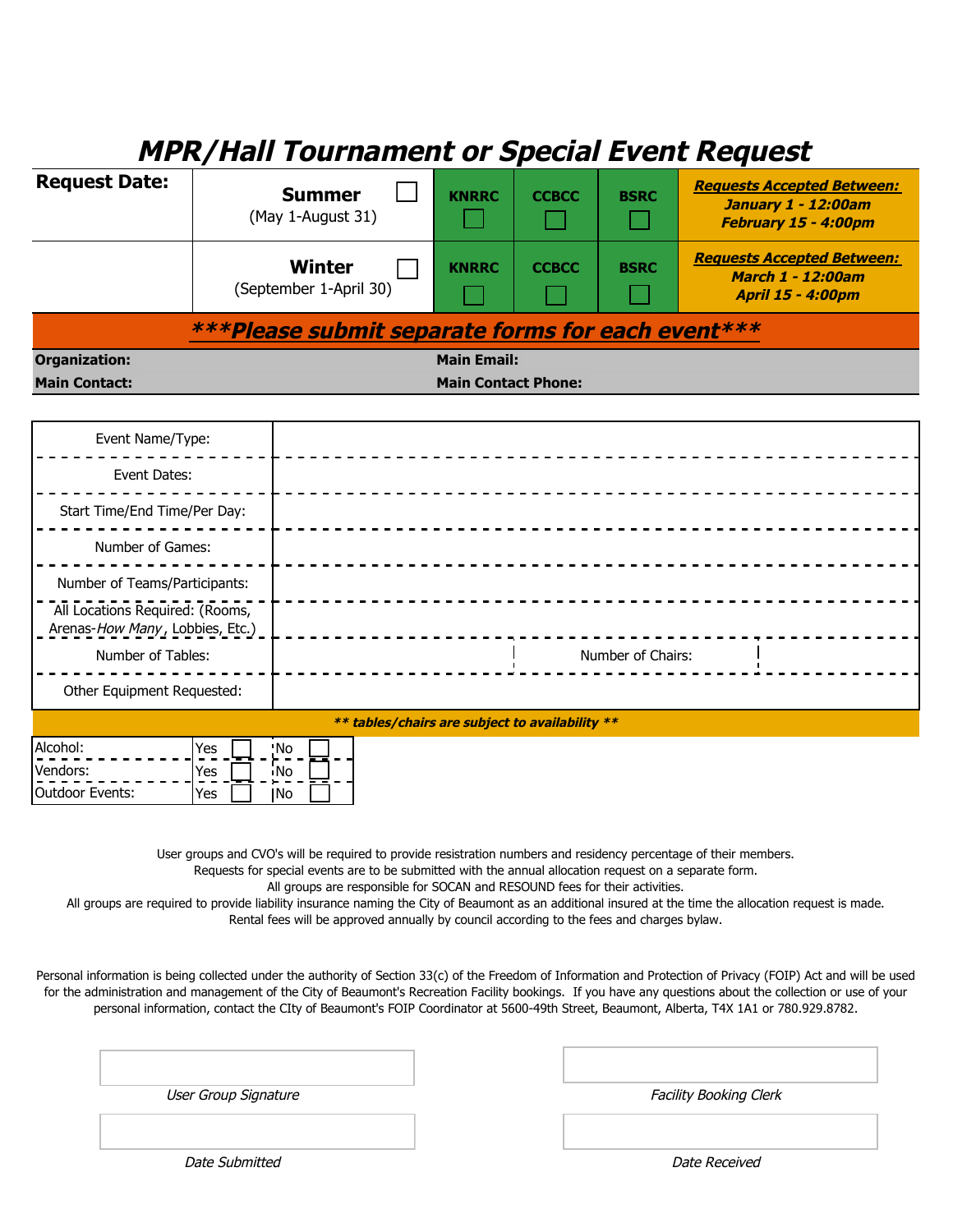# *MPR/Hall Tournament or Special Event Request*

| Request Date: | | | | | |
|---|---|---|---|---|---|
| | **Summer** ☐ (May 1-August 31) | **KNRRC** ☐ | **CCBCC** ☐ | **BSRC** ☐ | ***Requests Accepted Between:*** ***January 1 - 12:00am*** ***February 15 - 4:00pm*** |
| | **Winter** ☐ (September 1-April 30) | **KNRRC** ☐ | **CCBCC** ☐ | **BSRC** ☐ | ***Requests Accepted Between:*** ***March 1 - 12:00am*** ***April 15 - 4:00pm*** |

***\*\*\*Please submit separate forms for each event\*\*\****

| | |
|---|---|
| **Organization:** | **Main Email:** |
| **Main Contact:** | **Main Contact Phone:** |

| | | | |
|---|---|---|---|
| Event Name/Type: | | | |
| Event Dates: | | | |
| Start Time/End Time/Per Day: | | | |
| Number of Games: | | | |
| Number of Teams/Participants: | | | |
| All Locations Required: (Rooms, Arenas-*How Many*, Lobbies, Etc.) | | | |
| Number of Tables: | | Number of Chairs: | |
| Other Equipment Requested: | | | |

***\*\* tables/chairs are subject to availability \*\****

| | | |
|---|---|---|
| Alcohol: | Yes ☐ | No ☐ |
| Vendors: | Yes ☐ | No ☐ |
| Outdoor Events: | Yes ☐ | No ☐ |

User groups and CVO's will be required to provide resistration numbers and residency percentage of their members.
Requests for special events are to be submitted with the annual allocation request on a separate form.
All groups are responsible for SOCAN and RESOUND fees for their activities.
All groups are required to provide liability insurance naming the City of Beaumont as an additional insured at the time the allocation request is made.
Rental fees will be approved annually by council according to the fees and charges bylaw.

Personal information is being collected under the authority of Section 33(c) of the Freedom of Information and Protection of Privacy (FOIP) Act and will be used for the administration and management of the City of Beaumont's Recreation Facility bookings. If you have any questions about the collection or use of your personal information, contact the CIty of Beaumont's FOIP Coordinator at 5600-49th Street, Beaumont, Alberta, T4X 1A1 or 780.929.8782.

| | |
|---|---|
| *User Group Signature* | *Facility Booking Clerk* |
| *Date Submitted* | *Date Received* |